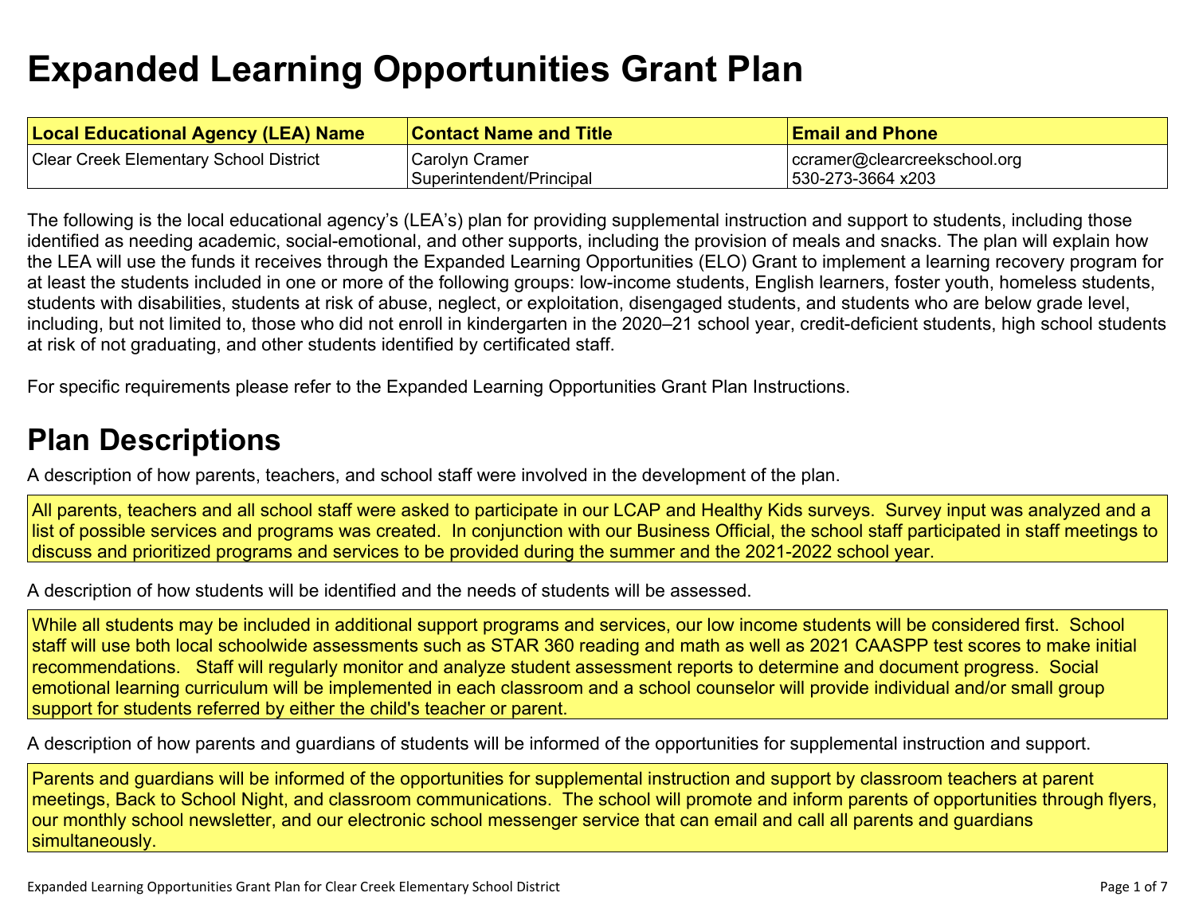# Expanded Learning Opportunities Grant Plan

| Local Educational Agency (LEA) Name | Contact Name and Title | Email and Phone |
|---|---|---|
| Clear Creek Elementary School District | Carolyn Cramer<br>Superintendent/Principal | ccramer@clearcreekschool.org<br>530-273-3664 x203 |

The following is the local educational agency's (LEA's) plan for providing supplemental instruction and support to students, including those identified as needing academic, social-emotional, and other supports, including the provision of meals and snacks. The plan will explain how the LEA will use the funds it receives through the Expanded Learning Opportunities (ELO) Grant to implement a learning recovery program for at least the students included in one or more of the following groups: low-income students, English learners, foster youth, homeless students, students with disabilities, students at risk of abuse, neglect, or exploitation, disengaged students, and students who are below grade level, including, but not limited to, those who did not enroll in kindergarten in the 2020–21 school year, credit-deficient students, high school students at risk of not graduating, and other students identified by certificated staff.

For specific requirements please refer to the Expanded Learning Opportunities Grant Plan Instructions.

## Plan Descriptions

A description of how parents, teachers, and school staff were involved in the development of the plan.

All parents, teachers and all school staff were asked to participate in our LCAP and Healthy Kids surveys. Survey input was analyzed and a list of possible services and programs was created. In conjunction with our Business Official, the school staff participated in staff meetings to discuss and prioritized programs and services to be provided during the summer and the 2021-2022 school year.

A description of how students will be identified and the needs of students will be assessed.

While all students may be included in additional support programs and services, our low income students will be considered first. School staff will use both local schoolwide assessments such as STAR 360 reading and math as well as 2021 CAASPP test scores to make initial recommendations. Staff will regularly monitor and analyze student assessment reports to determine and document progress. Social emotional learning curriculum will be implemented in each classroom and a school counselor will provide individual and/or small group support for students referred by either the child's teacher or parent.

A description of how parents and guardians of students will be informed of the opportunities for supplemental instruction and support.

Parents and guardians will be informed of the opportunities for supplemental instruction and support by classroom teachers at parent meetings, Back to School Night, and classroom communications. The school will promote and inform parents of opportunities through flyers, our monthly school newsletter, and our electronic school messenger service that can email and call all parents and guardians simultaneously.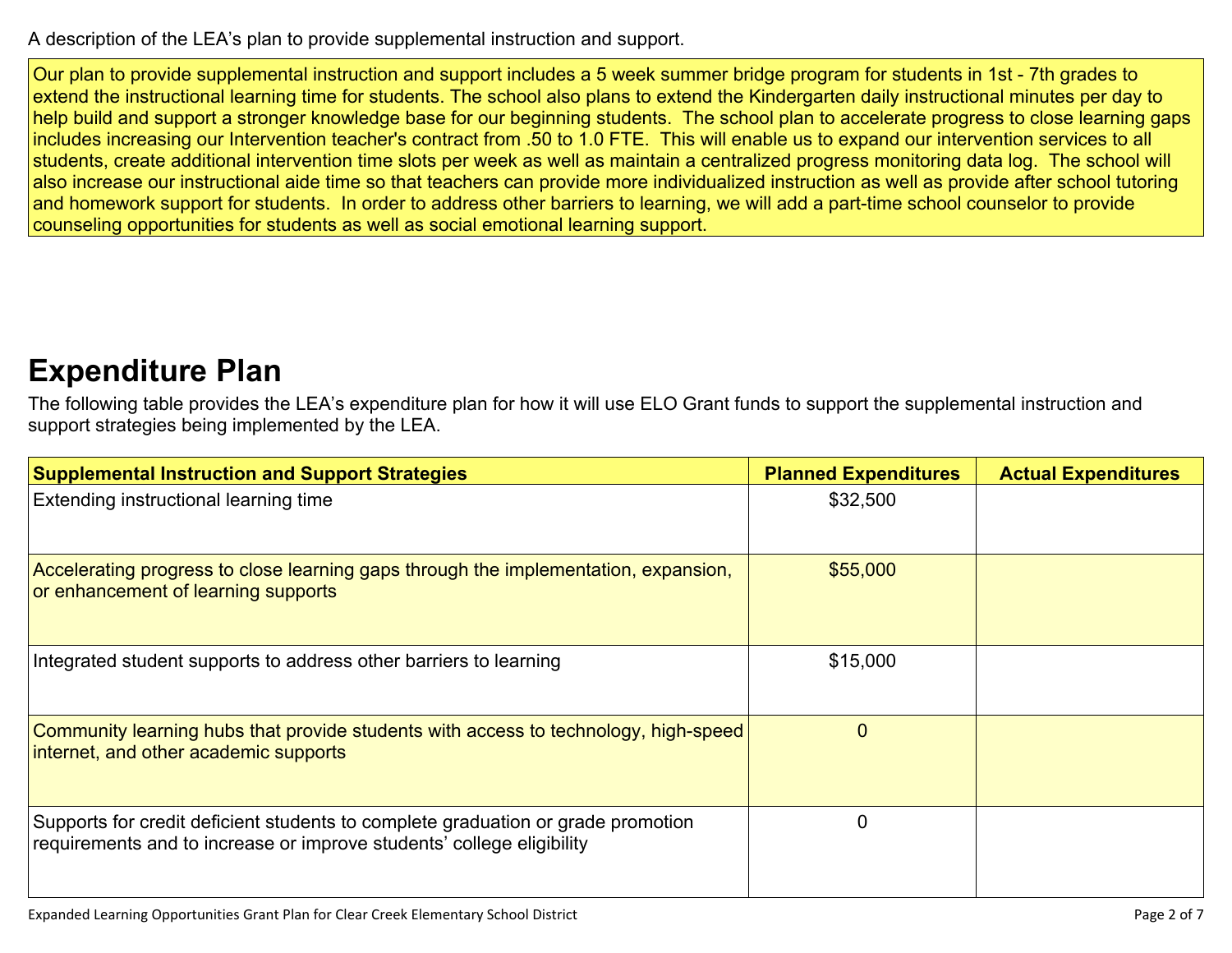A description of the LEA's plan to provide supplemental instruction and support.

Our plan to provide supplemental instruction and support includes a 5 week summer bridge program for students in 1st - 7th grades to extend the instructional learning time for students. The school also plans to extend the Kindergarten daily instructional minutes per day to help build and support a stronger knowledge base for our beginning students. The school plan to accelerate progress to close learning gaps includes increasing our Intervention teacher's contract from .50 to 1.0 FTE. This will enable us to expand our intervention services to all students, create additional intervention time slots per week as well as maintain a centralized progress monitoring data log. The school will also increase our instructional aide time so that teachers can provide more individualized instruction as well as provide after school tutoring and homework support for students. In order to address other barriers to learning, we will add a part-time school counselor to provide counseling opportunities for students as well as social emotional learning support.

# Expenditure Plan

The following table provides the LEA's expenditure plan for how it will use ELO Grant funds to support the supplemental instruction and support strategies being implemented by the LEA.

| Supplemental Instruction and Support Strategies | Planned Expenditures | Actual Expenditures |
|---|---|---|
| Extending instructional learning time | $32,500 | |
| Accelerating progress to close learning gaps through the implementation, expansion, or enhancement of learning supports | $55,000 | |
| Integrated student supports to address other barriers to learning | $15,000 | |
| Community learning hubs that provide students with access to technology, high-speed internet, and other academic supports | 0 | |
| Supports for credit deficient students to complete graduation or grade promotion requirements and to increase or improve students' college eligibility | 0 | |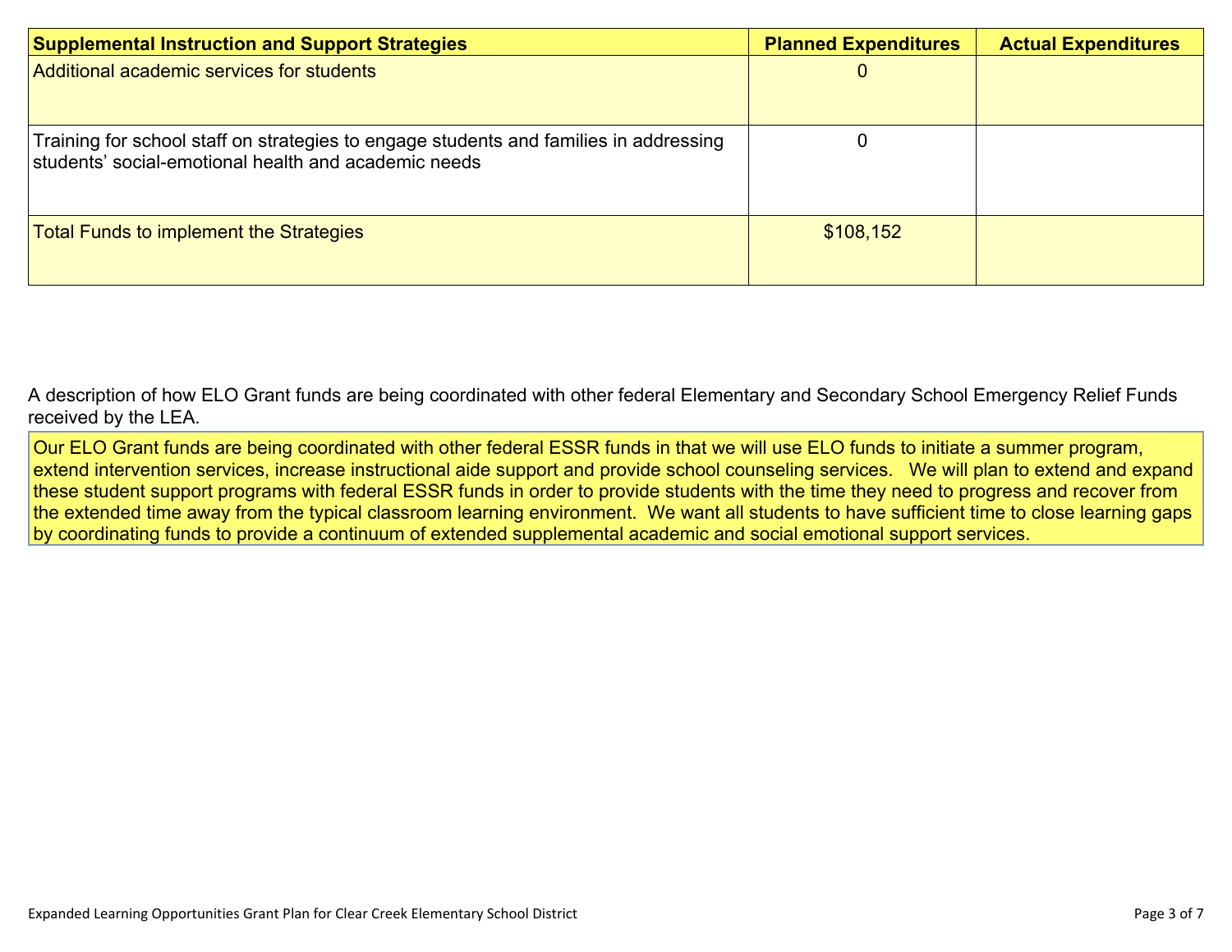| Supplemental Instruction and Support Strategies | Planned Expenditures | Actual Expenditures |
|---|---|---|
| Additional academic services for students | 0 | |
| Training for school staff on strategies to engage students and families in addressing students' social-emotional health and academic needs | 0 | |
| Total Funds to implement the Strategies | $108,152 | |

A description of how ELO Grant funds are being coordinated with other federal Elementary and Secondary School Emergency Relief Funds received by the LEA.

Our ELO Grant funds are being coordinated with other federal ESSR funds in that we will use ELO funds to initiate a summer program, extend intervention services, increase instructional aide support and provide school counseling services. We will plan to extend and expand these student support programs with federal ESSR funds in order to provide students with the time they need to progress and recover from the extended time away from the typical classroom learning environment. We want all students to have sufficient time to close learning gaps by coordinating funds to provide a continuum of extended supplemental academic and social emotional support services.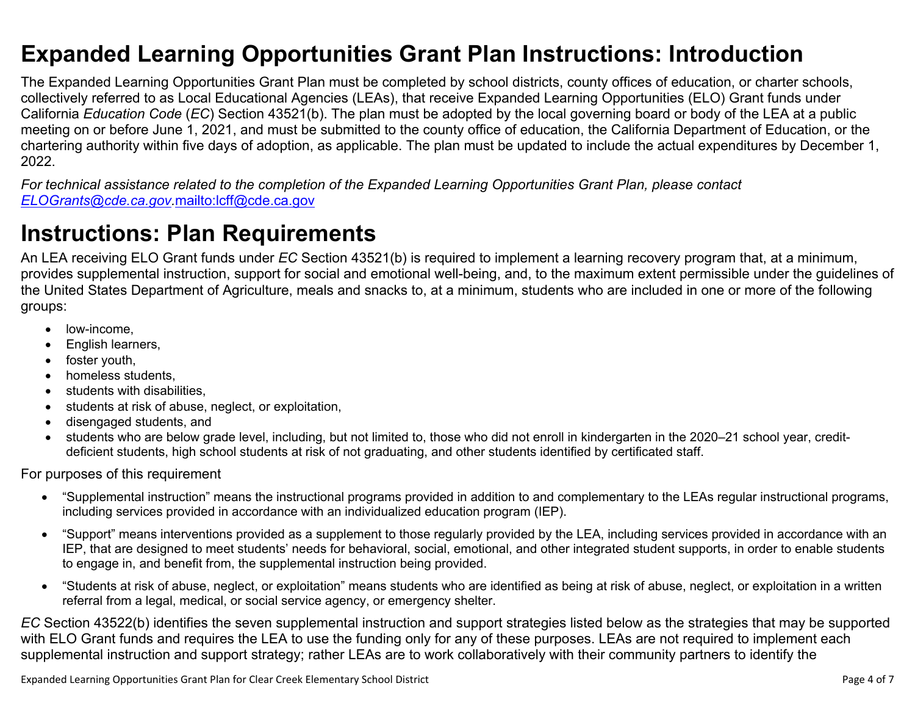# Expanded Learning Opportunities Grant Plan Instructions: Introduction

The Expanded Learning Opportunities Grant Plan must be completed by school districts, county offices of education, or charter schools, collectively referred to as Local Educational Agencies (LEAs), that receive Expanded Learning Opportunities (ELO) Grant funds under California *Education Code* (*EC*) Section 43521(b). The plan must be adopted by the local governing board or body of the LEA at a public meeting on or before June 1, 2021, and must be submitted to the county office of education, the California Department of Education, or the chartering authority within five days of adoption, as applicable. The plan must be updated to include the actual expenditures by December 1, 2022.

*For technical assistance related to the completion of the Expanded Learning Opportunities Grant Plan, please contact [ELOGrants@cde.ca.gov](mailto:ELOGrants@cde.ca.gov).*mailto:lcff@cde.ca.gov

# Instructions: Plan Requirements

An LEA receiving ELO Grant funds under *EC* Section 43521(b) is required to implement a learning recovery program that, at a minimum, provides supplemental instruction, support for social and emotional well-being, and, to the maximum extent permissible under the guidelines of the United States Department of Agriculture, meals and snacks to, at a minimum, students who are included in one or more of the following groups:

- low-income,
- English learners,
- foster youth,
- homeless students,
- students with disabilities,
- students at risk of abuse, neglect, or exploitation,
- disengaged students, and
- students who are below grade level, including, but not limited to, those who did not enroll in kindergarten in the 2020–21 school year, credit-deficient students, high school students at risk of not graduating, and other students identified by certificated staff.

For purposes of this requirement

- "Supplemental instruction" means the instructional programs provided in addition to and complementary to the LEAs regular instructional programs, including services provided in accordance with an individualized education program (IEP).
- "Support" means interventions provided as a supplement to those regularly provided by the LEA, including services provided in accordance with an IEP, that are designed to meet students' needs for behavioral, social, emotional, and other integrated student supports, in order to enable students to engage in, and benefit from, the supplemental instruction being provided.
- "Students at risk of abuse, neglect, or exploitation" means students who are identified as being at risk of abuse, neglect, or exploitation in a written referral from a legal, medical, or social service agency, or emergency shelter.

*EC* Section 43522(b) identifies the seven supplemental instruction and support strategies listed below as the strategies that may be supported with ELO Grant funds and requires the LEA to use the funding only for any of these purposes. LEAs are not required to implement each supplemental instruction and support strategy; rather LEAs are to work collaboratively with their community partners to identify the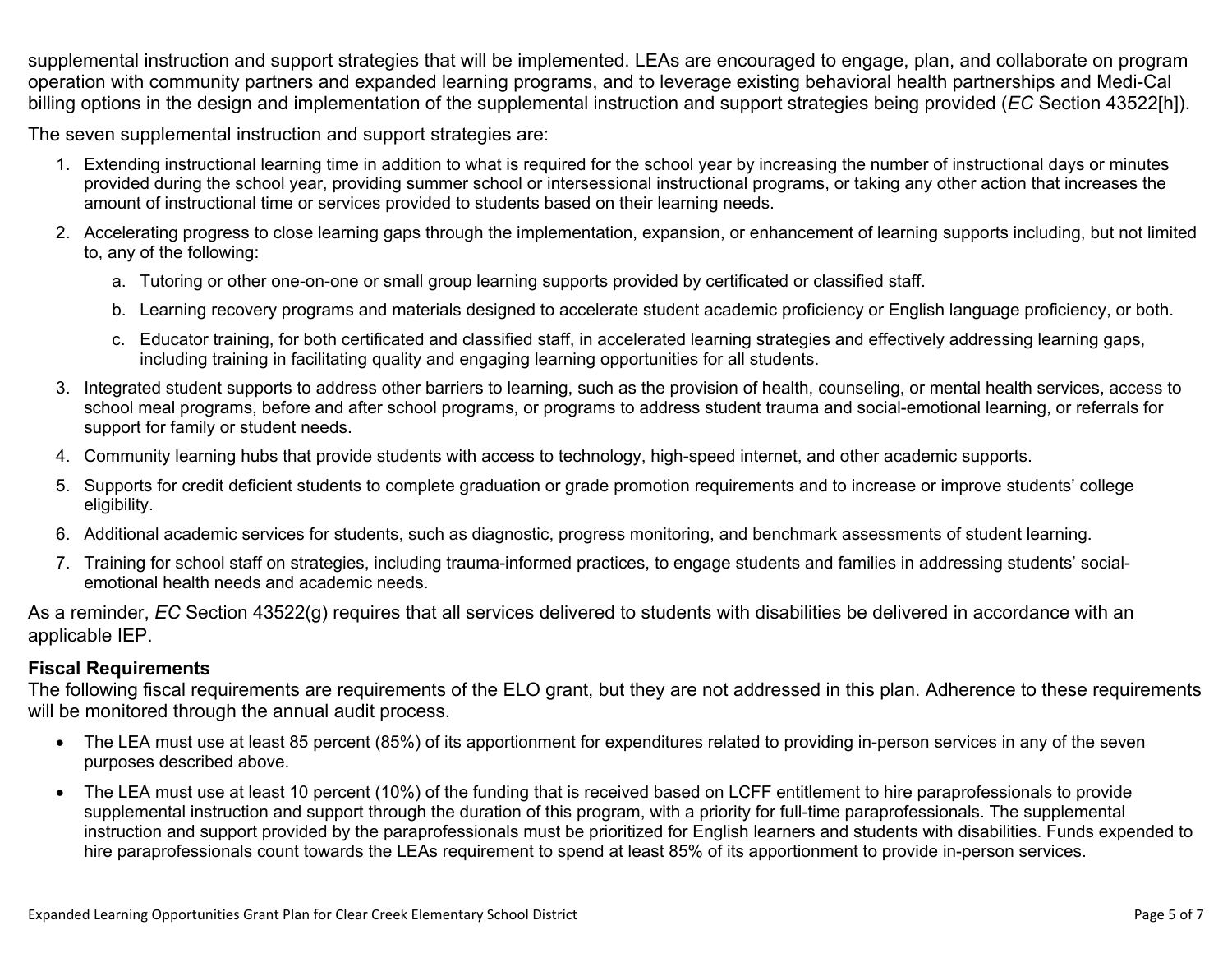supplemental instruction and support strategies that will be implemented. LEAs are encouraged to engage, plan, and collaborate on program operation with community partners and expanded learning programs, and to leverage existing behavioral health partnerships and Medi-Cal billing options in the design and implementation of the supplemental instruction and support strategies being provided (*EC* Section 43522[h]).

The seven supplemental instruction and support strategies are:

1. Extending instructional learning time in addition to what is required for the school year by increasing the number of instructional days or minutes provided during the school year, providing summer school or intersessional instructional programs, or taking any other action that increases the amount of instructional time or services provided to students based on their learning needs.
2. Accelerating progress to close learning gaps through the implementation, expansion, or enhancement of learning supports including, but not limited to, any of the following:
    a. Tutoring or other one-on-one or small group learning supports provided by certificated or classified staff.
    b. Learning recovery programs and materials designed to accelerate student academic proficiency or English language proficiency, or both.
    c. Educator training, for both certificated and classified staff, in accelerated learning strategies and effectively addressing learning gaps, including training in facilitating quality and engaging learning opportunities for all students.
3. Integrated student supports to address other barriers to learning, such as the provision of health, counseling, or mental health services, access to school meal programs, before and after school programs, or programs to address student trauma and social-emotional learning, or referrals for support for family or student needs.
4. Community learning hubs that provide students with access to technology, high-speed internet, and other academic supports.
5. Supports for credit deficient students to complete graduation or grade promotion requirements and to increase or improve students' college eligibility.
6. Additional academic services for students, such as diagnostic, progress monitoring, and benchmark assessments of student learning.
7. Training for school staff on strategies, including trauma-informed practices, to engage students and families in addressing students' social-emotional health needs and academic needs.

As a reminder, *EC* Section 43522(g) requires that all services delivered to students with disabilities be delivered in accordance with an applicable IEP.

**Fiscal Requirements**

The following fiscal requirements are requirements of the ELO grant, but they are not addressed in this plan. Adherence to these requirements will be monitored through the annual audit process.

- The LEA must use at least 85 percent (85%) of its apportionment for expenditures related to providing in-person services in any of the seven purposes described above.
- The LEA must use at least 10 percent (10%) of the funding that is received based on LCFF entitlement to hire paraprofessionals to provide supplemental instruction and support through the duration of this program, with a priority for full-time paraprofessionals. The supplemental instruction and support provided by the paraprofessionals must be prioritized for English learners and students with disabilities. Funds expended to hire paraprofessionals count towards the LEAs requirement to spend at least 85% of its apportionment to provide in-person services.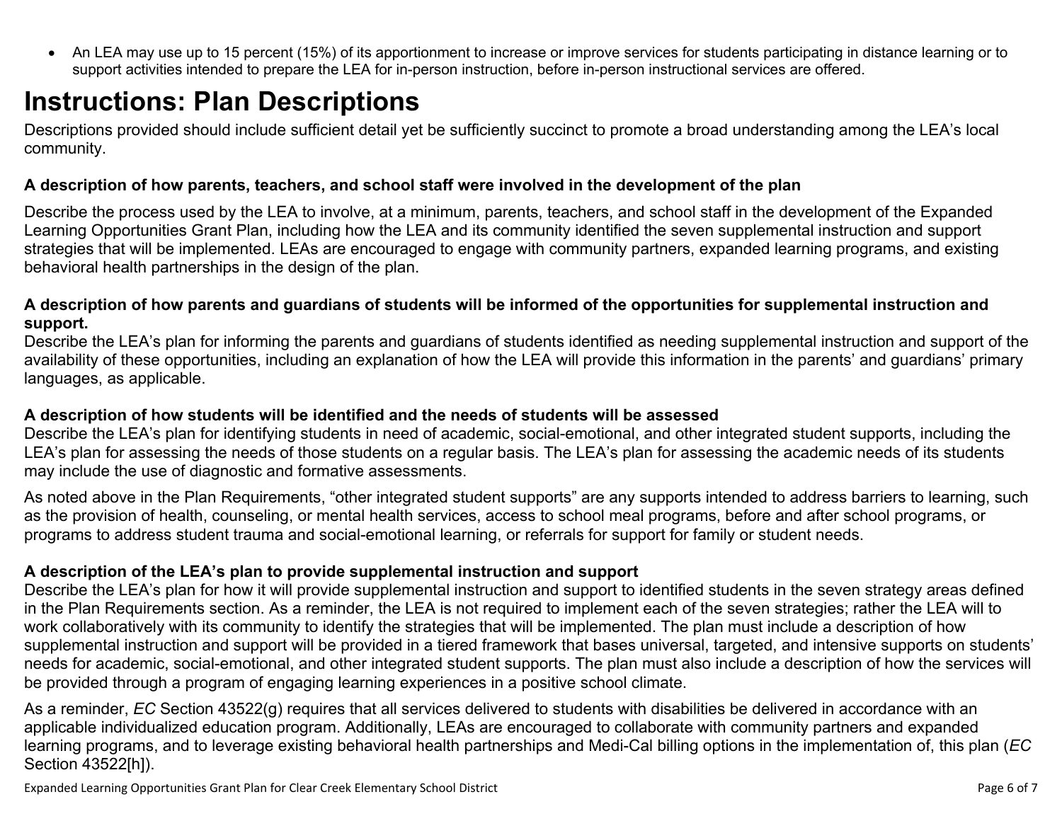- An LEA may use up to 15 percent (15%) of its apportionment to increase or improve services for students participating in distance learning or to support activities intended to prepare the LEA for in-person instruction, before in-person instructional services are offered.

# Instructions: Plan Descriptions

Descriptions provided should include sufficient detail yet be sufficiently succinct to promote a broad understanding among the LEA's local community.

**A description of how parents, teachers, and school staff were involved in the development of the plan**

Describe the process used by the LEA to involve, at a minimum, parents, teachers, and school staff in the development of the Expanded Learning Opportunities Grant Plan, including how the LEA and its community identified the seven supplemental instruction and support strategies that will be implemented. LEAs are encouraged to engage with community partners, expanded learning programs, and existing behavioral health partnerships in the design of the plan.

**A description of how parents and guardians of students will be informed of the opportunities for supplemental instruction and support.**

Describe the LEA's plan for informing the parents and guardians of students identified as needing supplemental instruction and support of the availability of these opportunities, including an explanation of how the LEA will provide this information in the parents' and guardians' primary languages, as applicable.

**A description of how students will be identified and the needs of students will be assessed**

Describe the LEA's plan for identifying students in need of academic, social-emotional, and other integrated student supports, including the LEA's plan for assessing the needs of those students on a regular basis. The LEA's plan for assessing the academic needs of its students may include the use of diagnostic and formative assessments.

As noted above in the Plan Requirements, "other integrated student supports" are any supports intended to address barriers to learning, such as the provision of health, counseling, or mental health services, access to school meal programs, before and after school programs, or programs to address student trauma and social-emotional learning, or referrals for support for family or student needs.

**A description of the LEA's plan to provide supplemental instruction and support**

Describe the LEA's plan for how it will provide supplemental instruction and support to identified students in the seven strategy areas defined in the Plan Requirements section. As a reminder, the LEA is not required to implement each of the seven strategies; rather the LEA will to work collaboratively with its community to identify the strategies that will be implemented. The plan must include a description of how supplemental instruction and support will be provided in a tiered framework that bases universal, targeted, and intensive supports on students' needs for academic, social-emotional, and other integrated student supports. The plan must also include a description of how the services will be provided through a program of engaging learning experiences in a positive school climate.

As a reminder, *EC* Section 43522(g) requires that all services delivered to students with disabilities be delivered in accordance with an applicable individualized education program. Additionally, LEAs are encouraged to collaborate with community partners and expanded learning programs, and to leverage existing behavioral health partnerships and Medi-Cal billing options in the implementation of, this plan (*EC* Section 43522[h]).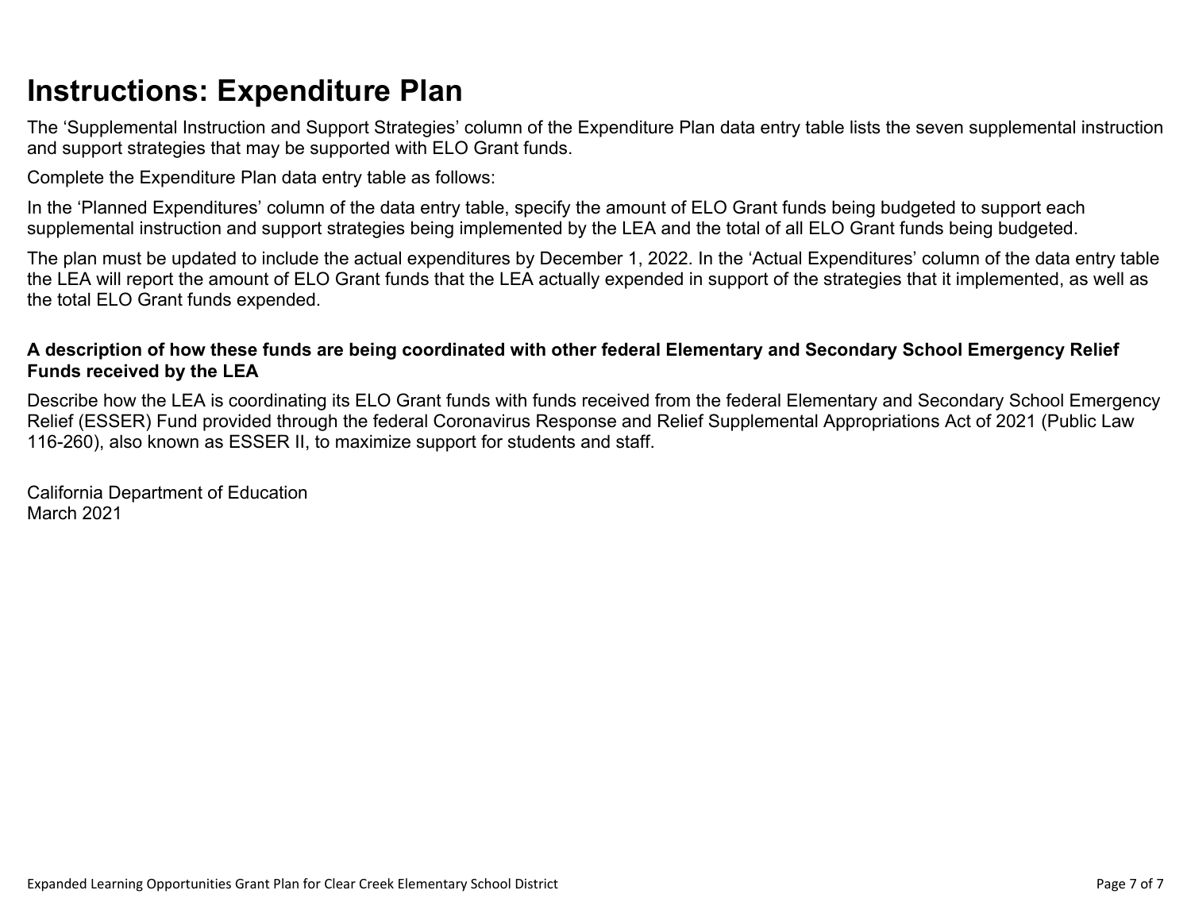# Instructions: Expenditure Plan

The 'Supplemental Instruction and Support Strategies' column of the Expenditure Plan data entry table lists the seven supplemental instruction and support strategies that may be supported with ELO Grant funds.

Complete the Expenditure Plan data entry table as follows:

In the 'Planned Expenditures' column of the data entry table, specify the amount of ELO Grant funds being budgeted to support each supplemental instruction and support strategies being implemented by the LEA and the total of all ELO Grant funds being budgeted.

The plan must be updated to include the actual expenditures by December 1, 2022. In the 'Actual Expenditures' column of the data entry table the LEA will report the amount of ELO Grant funds that the LEA actually expended in support of the strategies that it implemented, as well as the total ELO Grant funds expended.

**A description of how these funds are being coordinated with other federal Elementary and Secondary School Emergency Relief Funds received by the LEA**

Describe how the LEA is coordinating its ELO Grant funds with funds received from the federal Elementary and Secondary School Emergency Relief (ESSER) Fund provided through the federal Coronavirus Response and Relief Supplemental Appropriations Act of 2021 (Public Law 116-260), also known as ESSER II, to maximize support for students and staff.

California Department of Education
March 2021